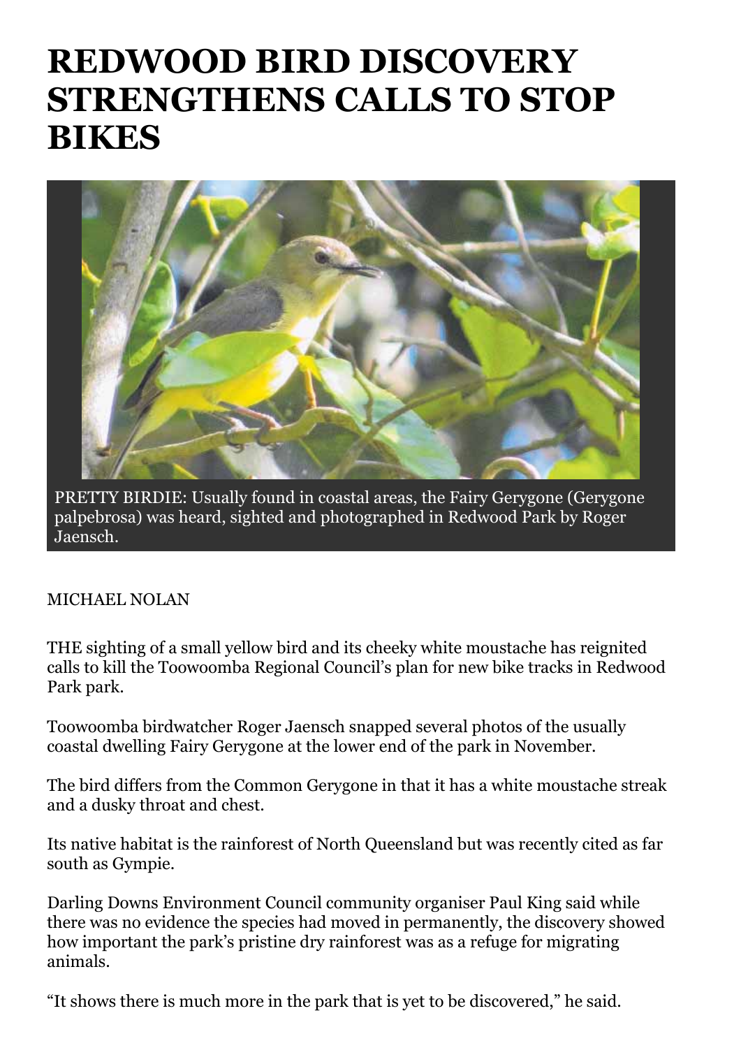# REDWOOD BIRD DISCOVERY STRENGTHENS CALLS TO STOP BIKES

PRETTY BIRDIE: Usually found in coastal areas, the Fairy Gerygone (Gerygone palpebrosa) was heard, sighted and photographed in Redwood Park by Roger Jaensch.

MICHAEL NOLAN

THE sighting of a small yellow bird and its cheeky white moustache has reignited calls to kill the Toowoomba Regional Council's plan for new bike tracks in Redwood Park park.

Toowoomba birdwatcher Roger Jaensch snapped several photos of the usually coastal dwelling Fairy Gerygone at the lower end of the park in November.

The bird differs from the Common Gerygone in that it has a white moustache streak and a dusky throat and chest.

Its native habitat is the rainforest of North Queensland but was recently cited as far south as Gympie.

Darling Downs Environment Council community organiser Paul King said while there was no evidence the species had moved in permanently, the discovery showed how important the park's pristine dry rainforest was as a refuge for migrating animals.

"It shows there is much more in the park that is yet to be discovered," he said.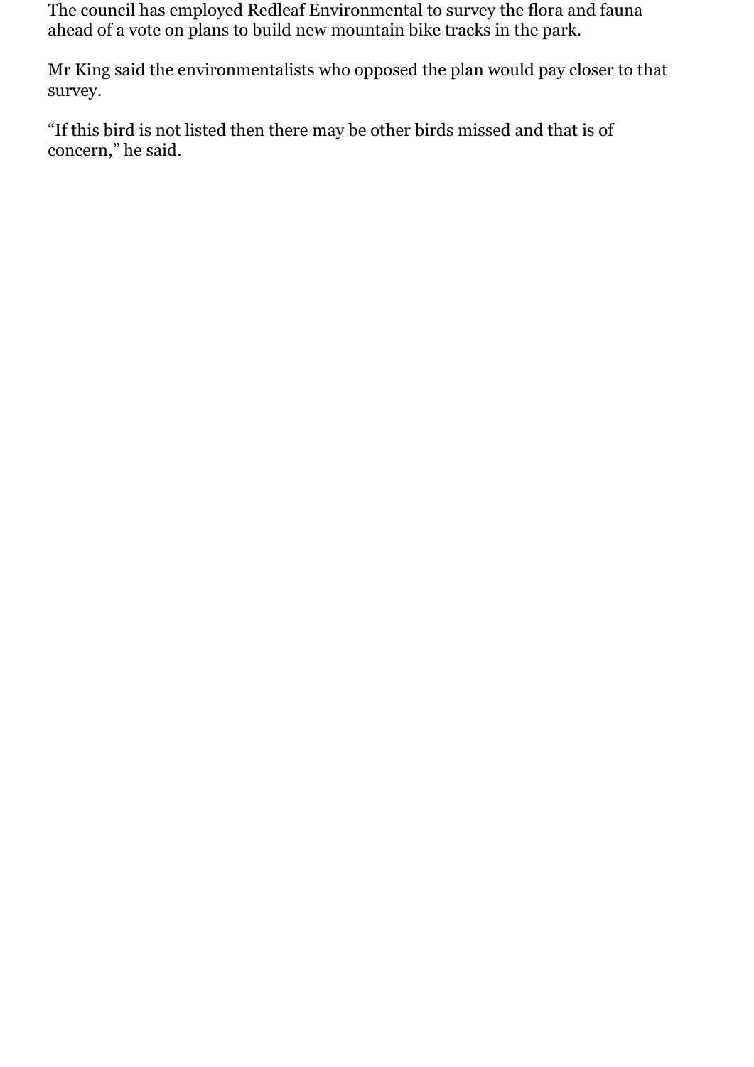The council has employed Redleaf Environmental to survey the flora and fauna ahead of a vote on plans to build new mountain bike tracks in the park.

Mr King said the environmentalists who opposed the plan would pay closer to that survey.

“If this bird is not listed then there may be other birds missed and that is of concern,” he said.